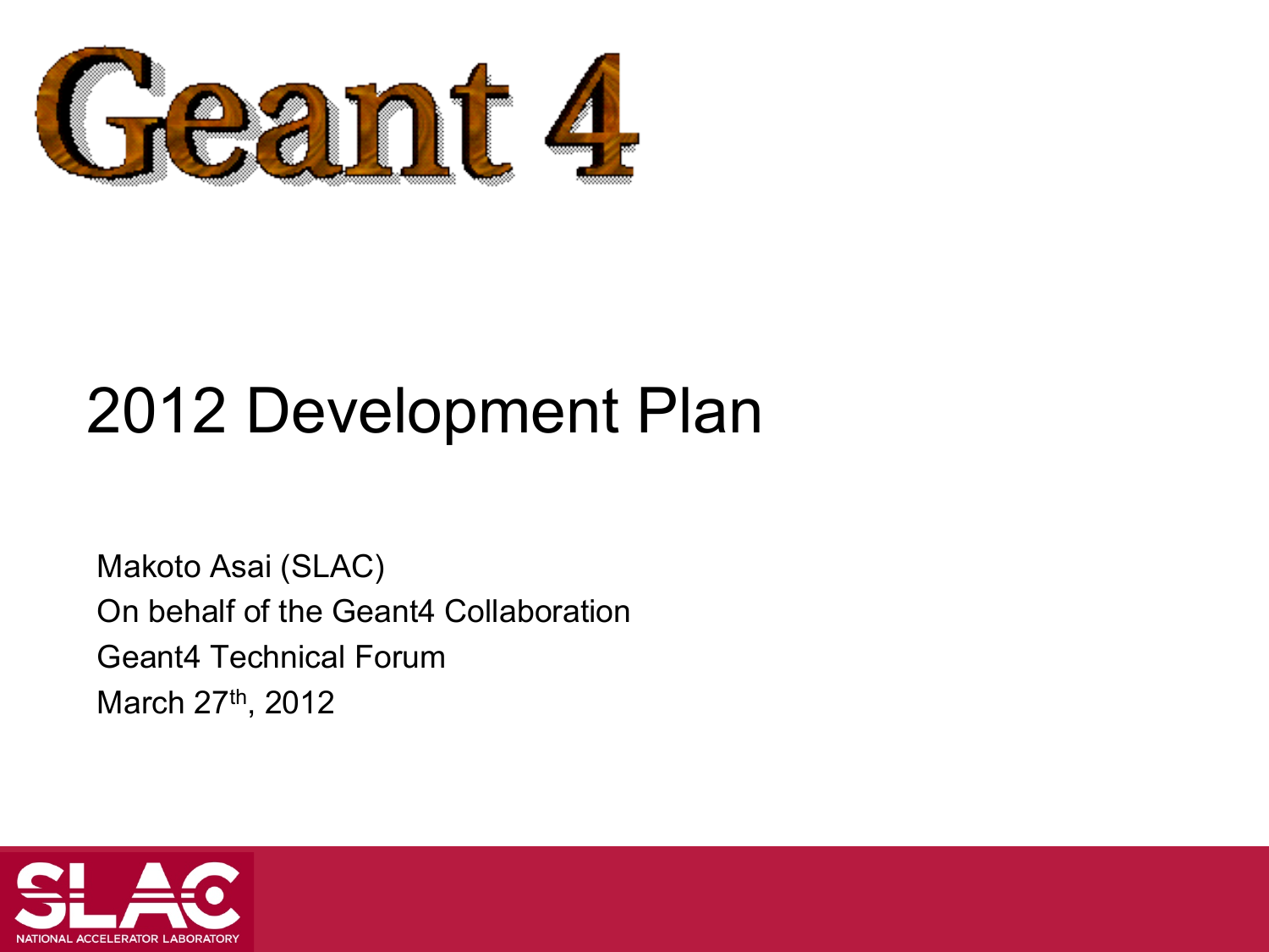# Geant 4

## 2012 Development Plan

Makoto Asai (SLAC)
On behalf of the Geant4 Collaboration
Geant4 Technical Forum
March 27th, 2012

SLAC NATIONAL ACCELERATOR LABORATORY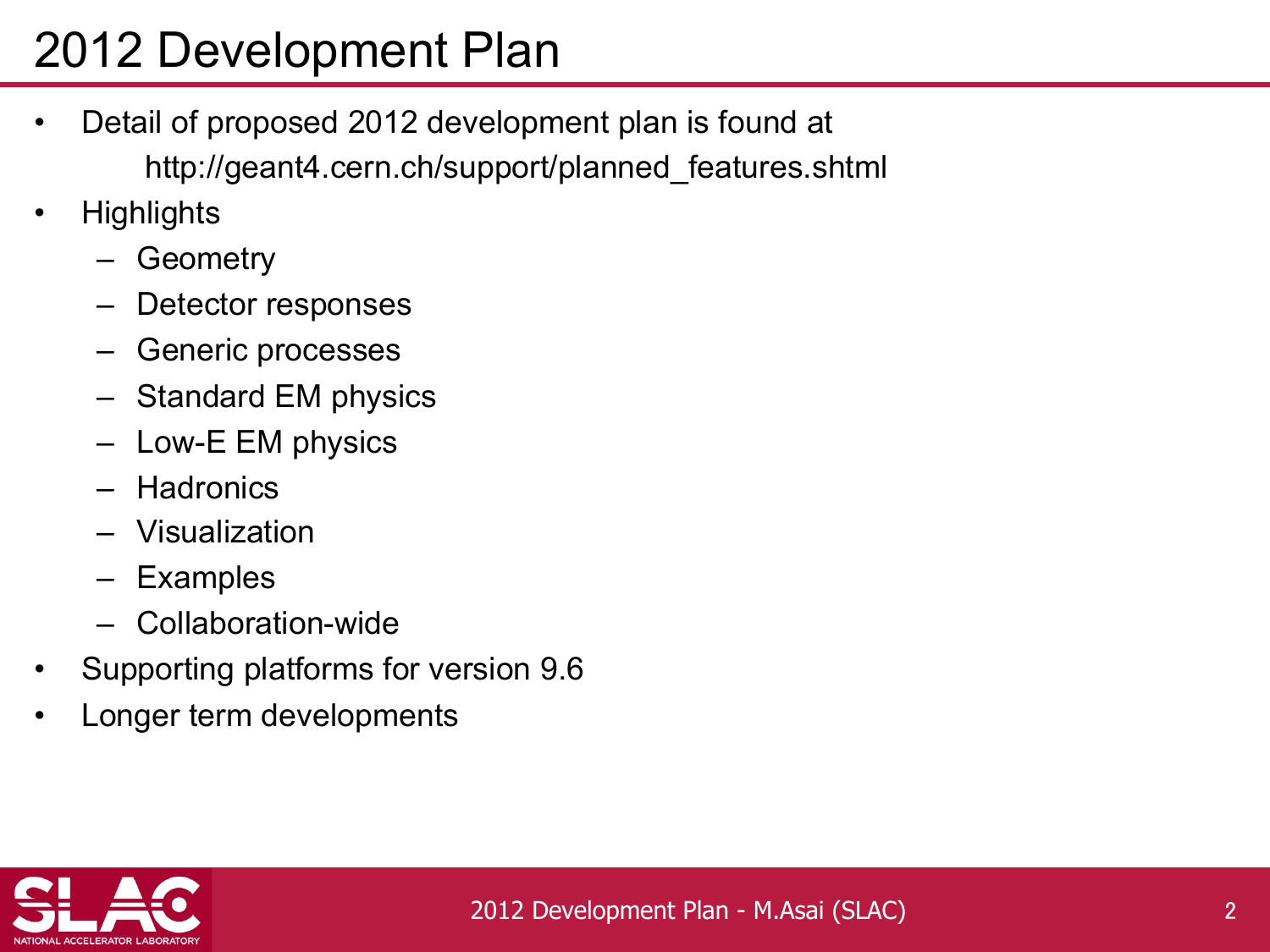# 2012 Development Plan

- Detail of proposed 2012 development plan is found at
  http://geant4.cern.ch/support/planned_features.shtml
- Highlights
  - Geometry
  - Detector responses
  - Generic processes
  - Standard EM physics
  - Low-E EM physics
  - Hadronics
  - Visualization
  - Examples
  - Collaboration-wide
- Supporting platforms for version 9.6
- Longer term developments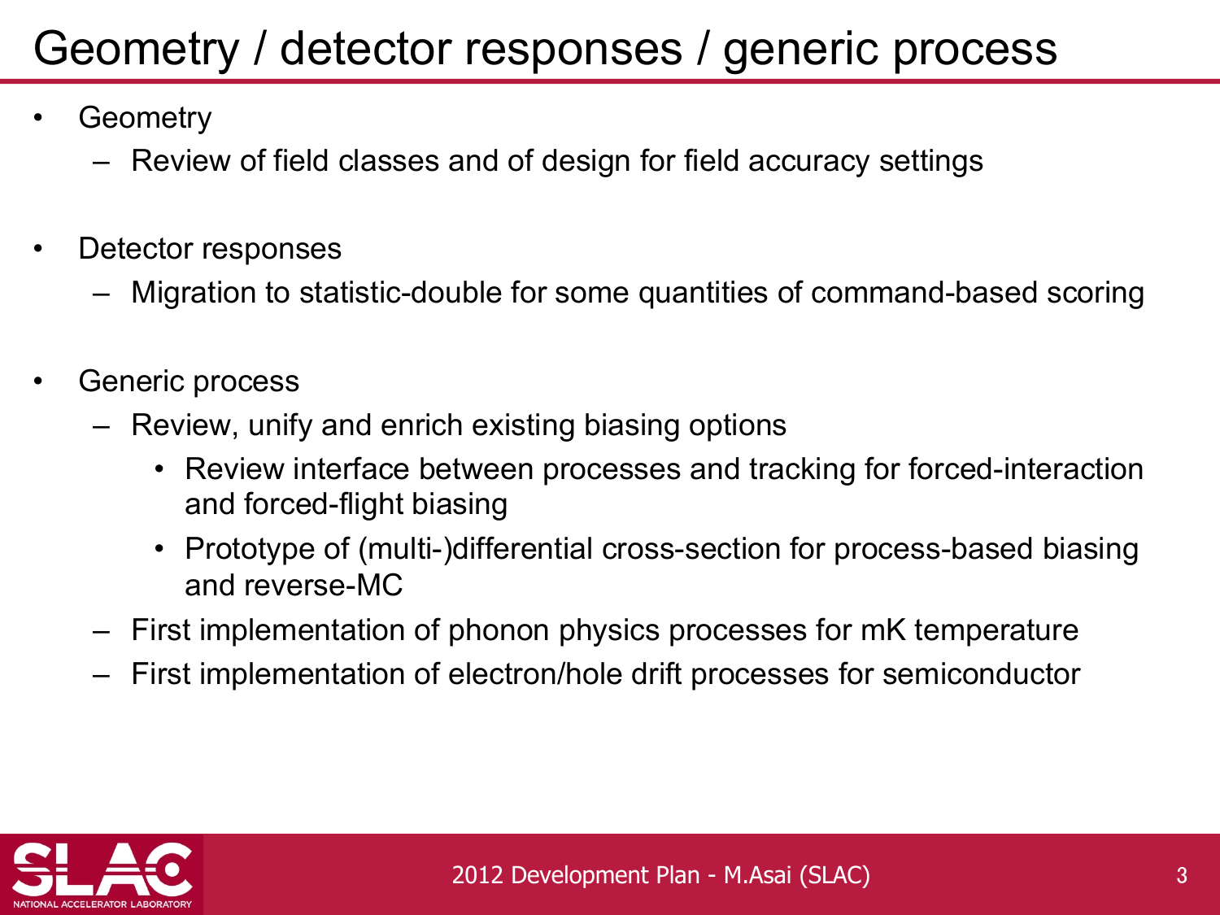# Geometry / detector responses / generic process

- Geometry
  - Review of field classes and of design for field accuracy settings
- Detector responses
  - Migration to statistic-double for some quantities of command-based scoring
- Generic process
  - Review, unify and enrich existing biasing options
    - Review interface between processes and tracking for forced-interaction and forced-flight biasing
    - Prototype of (multi-)differential cross-section for process-based biasing and reverse-MC
  - First implementation of phonon physics processes for mK temperature
  - First implementation of electron/hole drift processes for semiconductor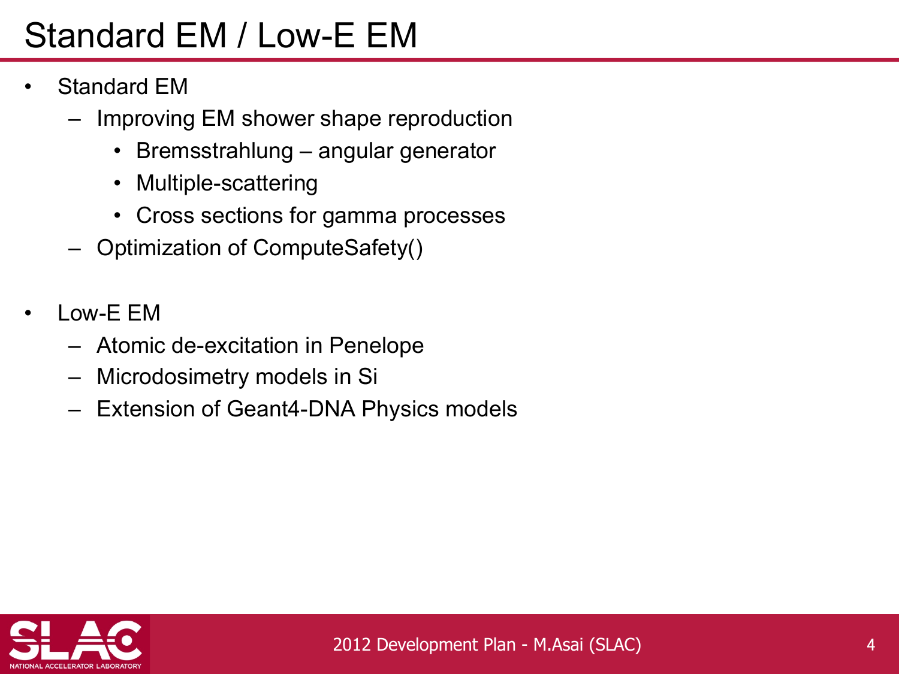# Standard EM / Low-E EM

- Standard EM
  - Improving EM shower shape reproduction
    - Bremsstrahlung – angular generator
    - Multiple-scattering
    - Cross sections for gamma processes
  - Optimization of ComputeSafety()

- Low-E EM
  - Atomic de-excitation in Penelope
  - Microdosimetry models in Si
  - Extension of Geant4-DNA Physics models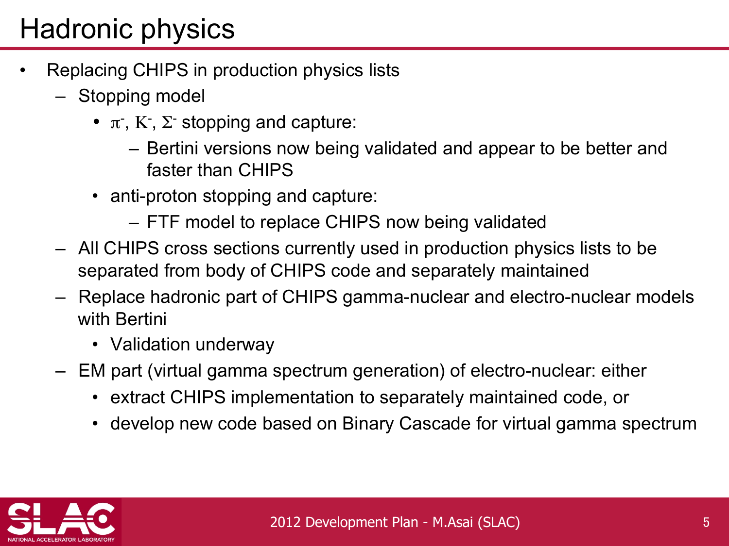# Hadronic physics

- Replacing CHIPS in production physics lists
  - Stopping model
    - $\pi^-$, $K^-$, $\Sigma^-$ stopping and capture:
      - Bertini versions now being validated and appear to be better and faster than CHIPS
    - anti-proton stopping and capture:
      - FTF model to replace CHIPS now being validated
  - All CHIPS cross sections currently used in production physics lists to be separated from body of CHIPS code and separately maintained
  - Replace hadronic part of CHIPS gamma-nuclear and electro-nuclear models with Bertini
    - Validation underway
  - EM part (virtual gamma spectrum generation) of electro-nuclear: either
    - extract CHIPS implementation to separately maintained code, or
    - develop new code based on Binary Cascade for virtual gamma spectrum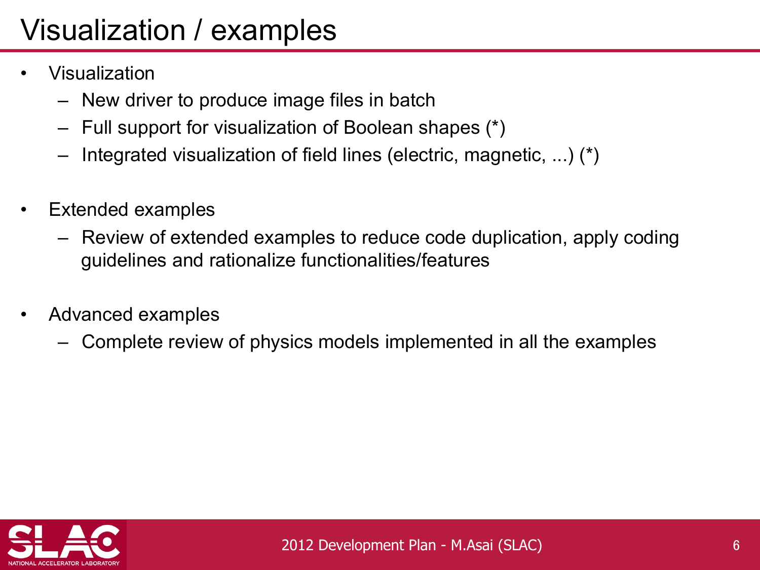# Visualization / examples

- Visualization
  - New driver to produce image files in batch
  - Full support for visualization of Boolean shapes (*)
  - Integrated visualization of field lines (electric, magnetic, ...) (*)
- Extended examples
  - Review of extended examples to reduce code duplication, apply coding guidelines and rationalize functionalities/features
- Advanced examples
  - Complete review of physics models implemented in all the examples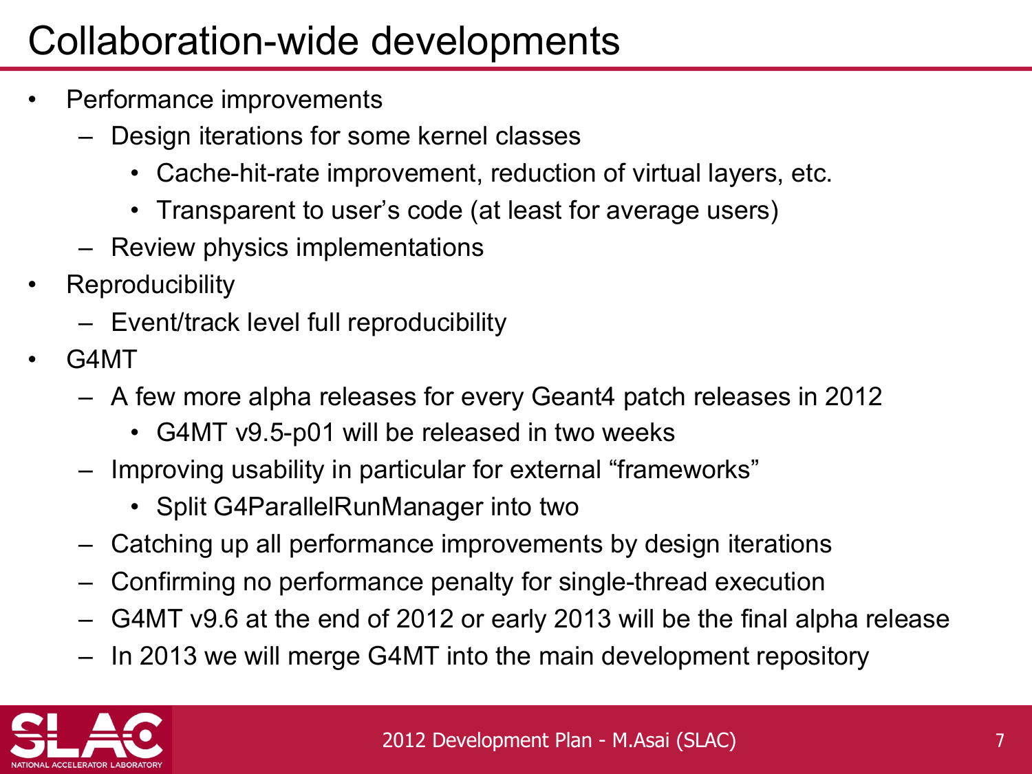# Collaboration-wide developments

- Performance improvements
  - Design iterations for some kernel classes
    - Cache-hit-rate improvement, reduction of virtual layers, etc.
    - Transparent to user’s code (at least for average users)
  - Review physics implementations
- Reproducibility
  - Event/track level full reproducibility
- G4MT
  - A few more alpha releases for every Geant4 patch releases in 2012
    - G4MT v9.5-p01 will be released in two weeks
  - Improving usability in particular for external “frameworks”
    - Split G4ParallelRunManager into two
  - Catching up all performance improvements by design iterations
  - Confirming no performance penalty for single-thread execution
  - G4MT v9.6 at the end of 2012 or early 2013 will be the final alpha release
  - In 2013 we will merge G4MT into the main development repository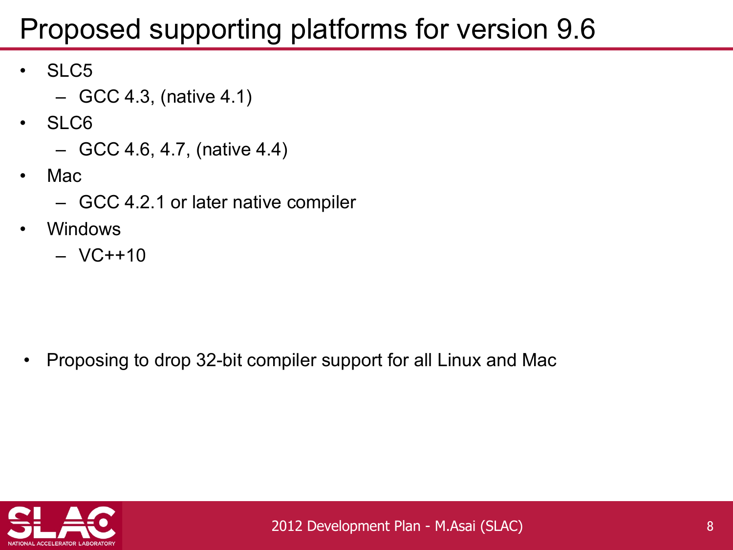# Proposed supporting platforms for version 9.6

- SLC5
  - GCC 4.3, (native 4.1)
- SLC6
  - GCC 4.6, 4.7, (native 4.4)
- Mac
  - GCC 4.2.1 or later native compiler
- Windows
  - VC++10

- Proposing to drop 32-bit compiler support for all Linux and Mac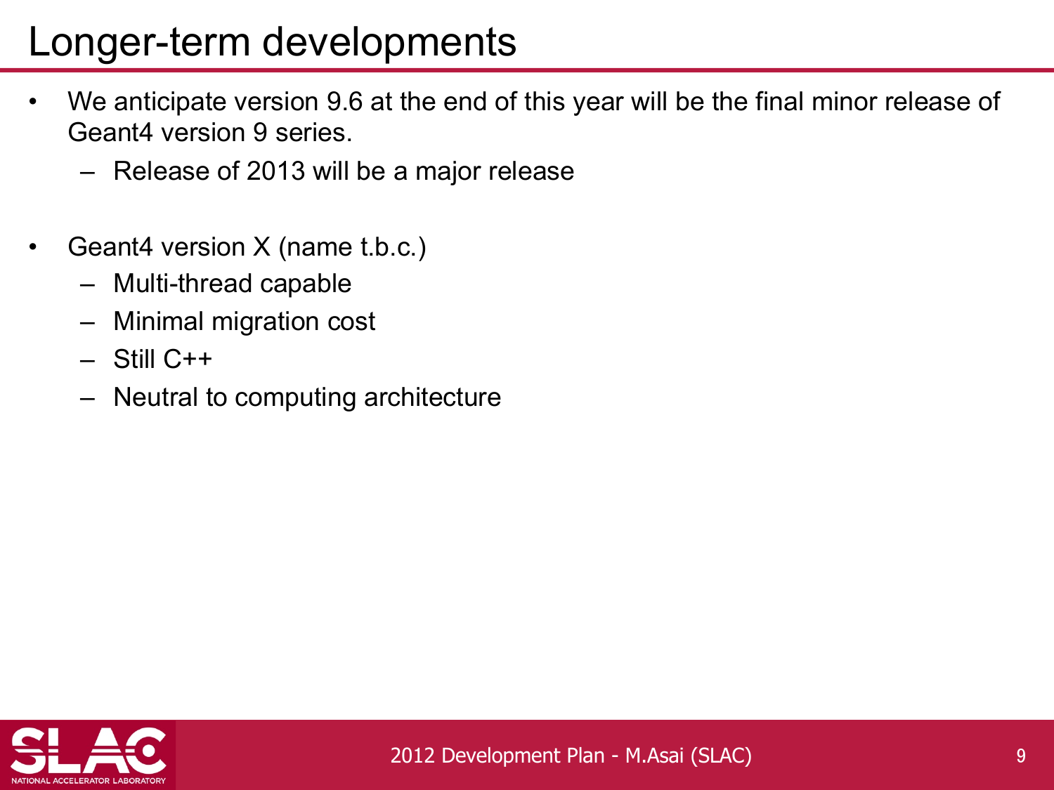# Longer-term developments

- We anticipate version 9.6 at the end of this year will be the final minor release of Geant4 version 9 series.
  - Release of 2013 will be a major release

- Geant4 version X (name t.b.c.)
  - Multi-thread capable
  - Minimal migration cost
  - Still C++
  - Neutral to computing architecture